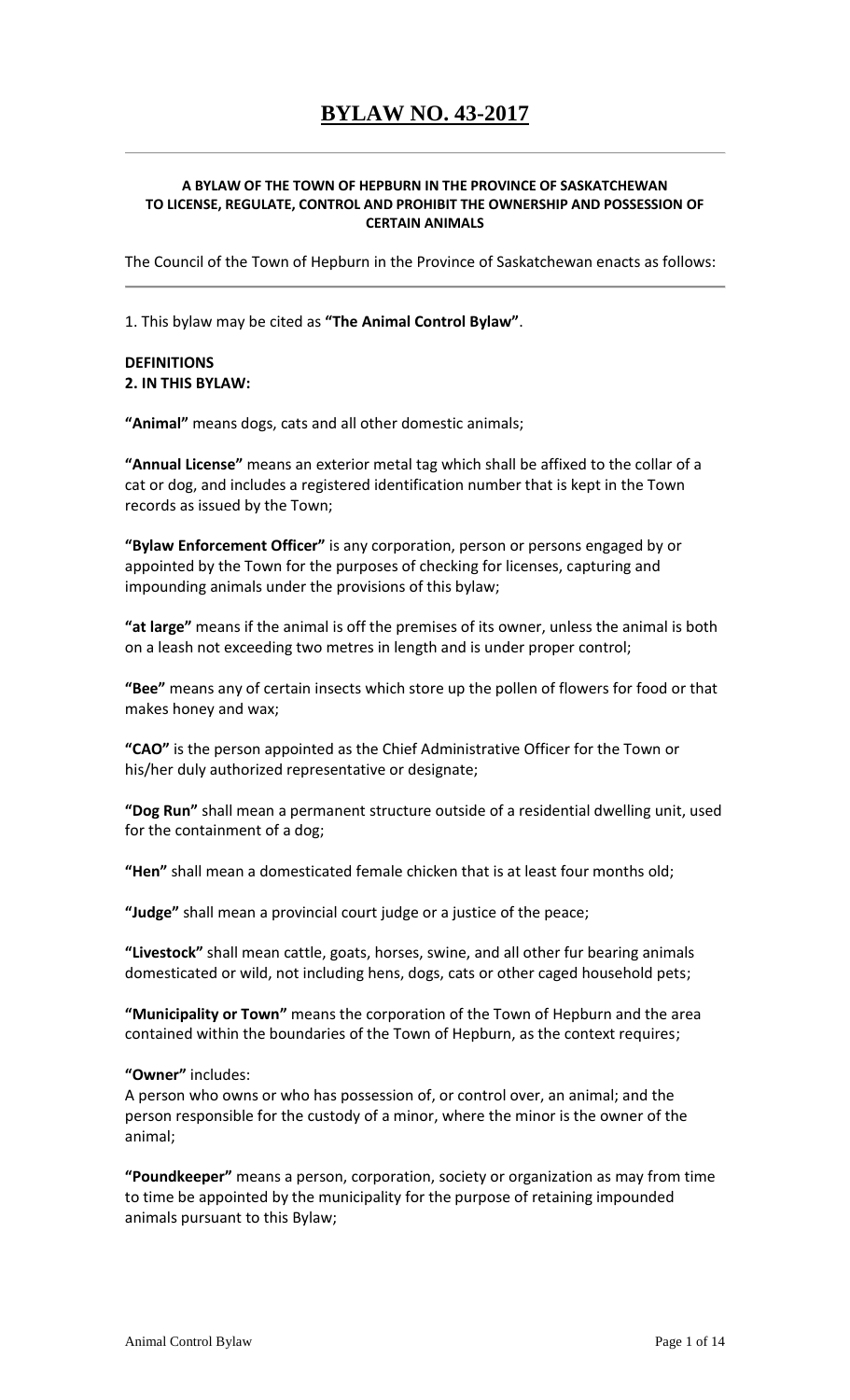# BYLAW NO. 43-2017

**A BYLAW OF THE TOWN OF HEPBURN IN THE PROVINCE OF SASKATCHEWAN TO LICENSE, REGULATE, CONTROL AND PROHIBIT THE OWNERSHIP AND POSSESSION OF CERTAIN ANIMALS**

The Council of the Town of Hepburn in the Province of Saskatchewan enacts as follows:

1. This bylaw may be cited as **"The Animal Control Bylaw"**.

**DEFINITIONS**
**2. IN THIS BYLAW:**

**"Animal"** means dogs, cats and all other domestic animals;

**"Annual License"** means an exterior metal tag which shall be affixed to the collar of a cat or dog, and includes a registered identification number that is kept in the Town records as issued by the Town;

**"Bylaw Enforcement Officer"** is any corporation, person or persons engaged by or appointed by the Town for the purposes of checking for licenses, capturing and impounding animals under the provisions of this bylaw;

**"at large"** means if the animal is off the premises of its owner, unless the animal is both on a leash not exceeding two metres in length and is under proper control;

**"Bee"** means any of certain insects which store up the pollen of flowers for food or that makes honey and wax;

**"CAO"** is the person appointed as the Chief Administrative Officer for the Town or his/her duly authorized representative or designate;

**"Dog Run"** shall mean a permanent structure outside of a residential dwelling unit, used for the containment of a dog;

**"Hen"** shall mean a domesticated female chicken that is at least four months old;

**"Judge"** shall mean a provincial court judge or a justice of the peace;

**"Livestock"** shall mean cattle, goats, horses, swine, and all other fur bearing animals domesticated or wild, not including hens, dogs, cats or other caged household pets;

**"Municipality or Town"** means the corporation of the Town of Hepburn and the area contained within the boundaries of the Town of Hepburn, as the context requires;

**"Owner"** includes:
A person who owns or who has possession of, or control over, an animal; and the person responsible for the custody of a minor, where the minor is the owner of the animal;

**"Poundkeeper"** means a person, corporation, society or organization as may from time to time be appointed by the municipality for the purpose of retaining impounded animals pursuant to this Bylaw;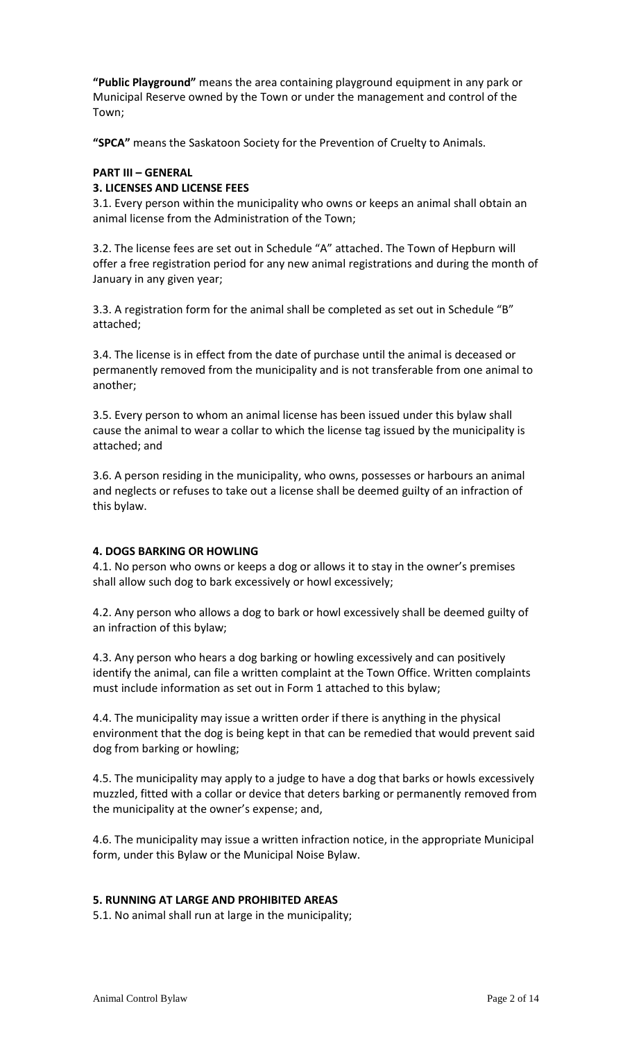**"Public Playground"** means the area containing playground equipment in any park or Municipal Reserve owned by the Town or under the management and control of the Town;

**"SPCA"** means the Saskatoon Society for the Prevention of Cruelty to Animals.

## PART III – GENERAL

### 3. LICENSES AND LICENSE FEES

3.1. Every person within the municipality who owns or keeps an animal shall obtain an animal license from the Administration of the Town;

3.2. The license fees are set out in Schedule "A" attached. The Town of Hepburn will offer a free registration period for any new animal registrations and during the month of January in any given year;

3.3. A registration form for the animal shall be completed as set out in Schedule "B" attached;

3.4. The license is in effect from the date of purchase until the animal is deceased or permanently removed from the municipality and is not transferable from one animal to another;

3.5. Every person to whom an animal license has been issued under this bylaw shall cause the animal to wear a collar to which the license tag issued by the municipality is attached; and

3.6. A person residing in the municipality, who owns, possesses or harbours an animal and neglects or refuses to take out a license shall be deemed guilty of an infraction of this bylaw.

### 4. DOGS BARKING OR HOWLING

4.1. No person who owns or keeps a dog or allows it to stay in the owner's premises shall allow such dog to bark excessively or howl excessively;

4.2. Any person who allows a dog to bark or howl excessively shall be deemed guilty of an infraction of this bylaw;

4.3. Any person who hears a dog barking or howling excessively and can positively identify the animal, can file a written complaint at the Town Office. Written complaints must include information as set out in Form 1 attached to this bylaw;

4.4. The municipality may issue a written order if there is anything in the physical environment that the dog is being kept in that can be remedied that would prevent said dog from barking or howling;

4.5. The municipality may apply to a judge to have a dog that barks or howls excessively muzzled, fitted with a collar or device that deters barking or permanently removed from the municipality at the owner's expense; and,

4.6. The municipality may issue a written infraction notice, in the appropriate Municipal form, under this Bylaw or the Municipal Noise Bylaw.

### 5. RUNNING AT LARGE AND PROHIBITED AREAS

5.1. No animal shall run at large in the municipality;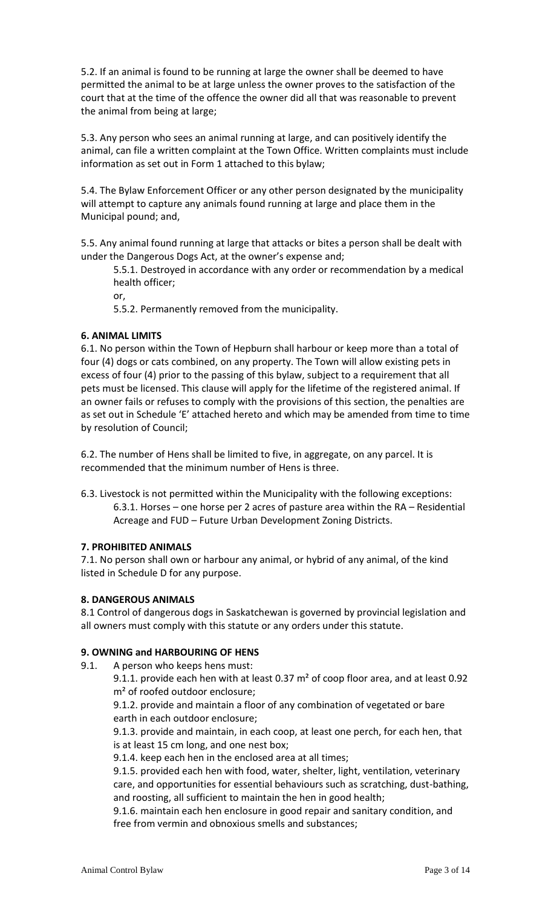5.2. If an animal is found to be running at large the owner shall be deemed to have permitted the animal to be at large unless the owner proves to the satisfaction of the court that at the time of the offence the owner did all that was reasonable to prevent the animal from being at large;

5.3. Any person who sees an animal running at large, and can positively identify the animal, can file a written complaint at the Town Office. Written complaints must include information as set out in Form 1 attached to this bylaw;

5.4. The Bylaw Enforcement Officer or any other person designated by the municipality will attempt to capture any animals found running at large and place them in the Municipal pound; and,

5.5. Any animal found running at large that attacks or bites a person shall be dealt with under the Dangerous Dogs Act, at the owner's expense and;

5.5.1. Destroyed in accordance with any order or recommendation by a medical health officer;

or,

5.5.2. Permanently removed from the municipality.

**6. ANIMAL LIMITS**

6.1. No person within the Town of Hepburn shall harbour or keep more than a total of four (4) dogs or cats combined, on any property. The Town will allow existing pets in excess of four (4) prior to the passing of this bylaw, subject to a requirement that all pets must be licensed. This clause will apply for the lifetime of the registered animal. If an owner fails or refuses to comply with the provisions of this section, the penalties are as set out in Schedule 'E' attached hereto and which may be amended from time to time by resolution of Council;

6.2. The number of Hens shall be limited to five, in aggregate, on any parcel. It is recommended that the minimum number of Hens is three.

6.3. Livestock is not permitted within the Municipality with the following exceptions:

6.3.1. Horses – one horse per 2 acres of pasture area within the RA – Residential Acreage and FUD – Future Urban Development Zoning Districts.

**7. PROHIBITED ANIMALS**

7.1. No person shall own or harbour any animal, or hybrid of any animal, of the kind listed in Schedule D for any purpose.

**8. DANGEROUS ANIMALS**

8.1 Control of dangerous dogs in Saskatchewan is governed by provincial legislation and all owners must comply with this statute or any orders under this statute.

**9. OWNING and HARBOURING OF HENS**

9.1. A person who keeps hens must:

9.1.1. provide each hen with at least 0.37 $m^2$ of coop floor area, and at least 0.92 $m^2$ of roofed outdoor enclosure;

9.1.2. provide and maintain a floor of any combination of vegetated or bare earth in each outdoor enclosure;

9.1.3. provide and maintain, in each coop, at least one perch, for each hen, that is at least 15 cm long, and one nest box;

9.1.4. keep each hen in the enclosed area at all times;

9.1.5. provided each hen with food, water, shelter, light, ventilation, veterinary care, and opportunities for essential behaviours such as scratching, dust-bathing, and roosting, all sufficient to maintain the hen in good health;

9.1.6. maintain each hen enclosure in good repair and sanitary condition, and free from vermin and obnoxious smells and substances;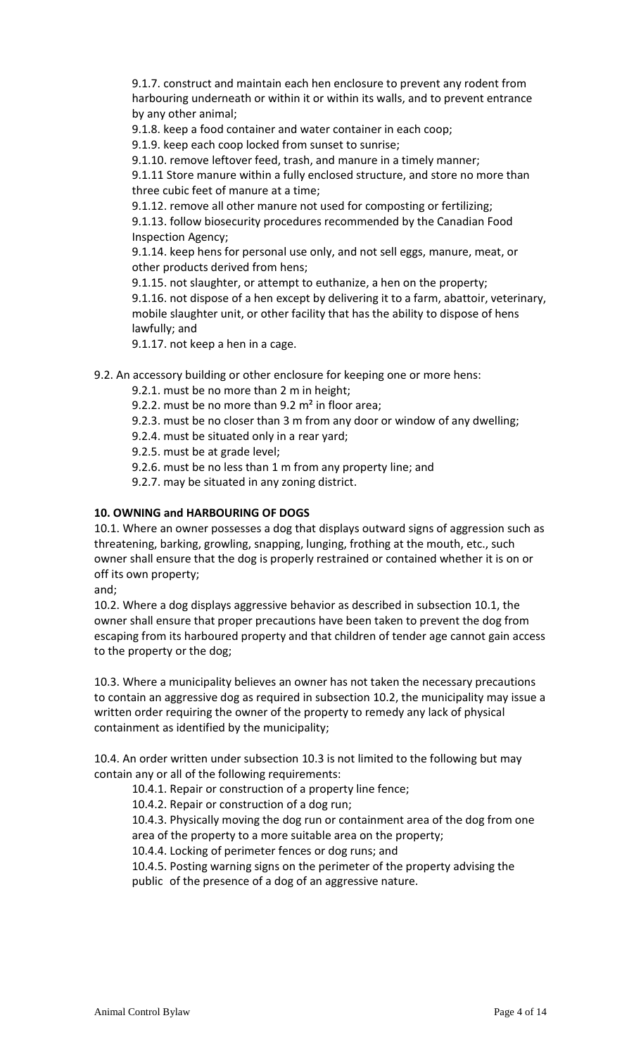9.1.7. construct and maintain each hen enclosure to prevent any rodent from harbouring underneath or within it or within its walls, and to prevent entrance by any other animal;

9.1.8. keep a food container and water container in each coop;

9.1.9. keep each coop locked from sunset to sunrise;

9.1.10. remove leftover feed, trash, and manure in a timely manner;

9.1.11 Store manure within a fully enclosed structure, and store no more than three cubic feet of manure at a time;

9.1.12. remove all other manure not used for composting or fertilizing;

9.1.13. follow biosecurity procedures recommended by the Canadian Food Inspection Agency;

9.1.14. keep hens for personal use only, and not sell eggs, manure, meat, or other products derived from hens;

9.1.15. not slaughter, or attempt to euthanize, a hen on the property;

9.1.16. not dispose of a hen except by delivering it to a farm, abattoir, veterinary, mobile slaughter unit, or other facility that has the ability to dispose of hens lawfully; and

9.1.17. not keep a hen in a cage.

9.2. An accessory building or other enclosure for keeping one or more hens:

9.2.1. must be no more than 2 m in height;

9.2.2. must be no more than 9.2 $m^2$ in floor area;

9.2.3. must be no closer than 3 m from any door or window of any dwelling;

9.2.4. must be situated only in a rear yard;

9.2.5. must be at grade level;

9.2.6. must be no less than 1 m from any property line; and

9.2.7. may be situated in any zoning district.

**10. OWNING and HARBOURING OF DOGS**

10.1. Where an owner possesses a dog that displays outward signs of aggression such as threatening, barking, growling, snapping, lunging, frothing at the mouth, etc., such owner shall ensure that the dog is properly restrained or contained whether it is on or off its own property;

and;

10.2. Where a dog displays aggressive behavior as described in subsection 10.1, the owner shall ensure that proper precautions have been taken to prevent the dog from escaping from its harboured property and that children of tender age cannot gain access to the property or the dog;

10.3. Where a municipality believes an owner has not taken the necessary precautions to contain an aggressive dog as required in subsection 10.2, the municipality may issue a written order requiring the owner of the property to remedy any lack of physical containment as identified by the municipality;

10.4. An order written under subsection 10.3 is not limited to the following but may contain any or all of the following requirements:

10.4.1. Repair or construction of a property line fence;

10.4.2. Repair or construction of a dog run;

10.4.3. Physically moving the dog run or containment area of the dog from one area of the property to a more suitable area on the property;

10.4.4. Locking of perimeter fences or dog runs; and

10.4.5. Posting warning signs on the perimeter of the property advising the public of the presence of a dog of an aggressive nature.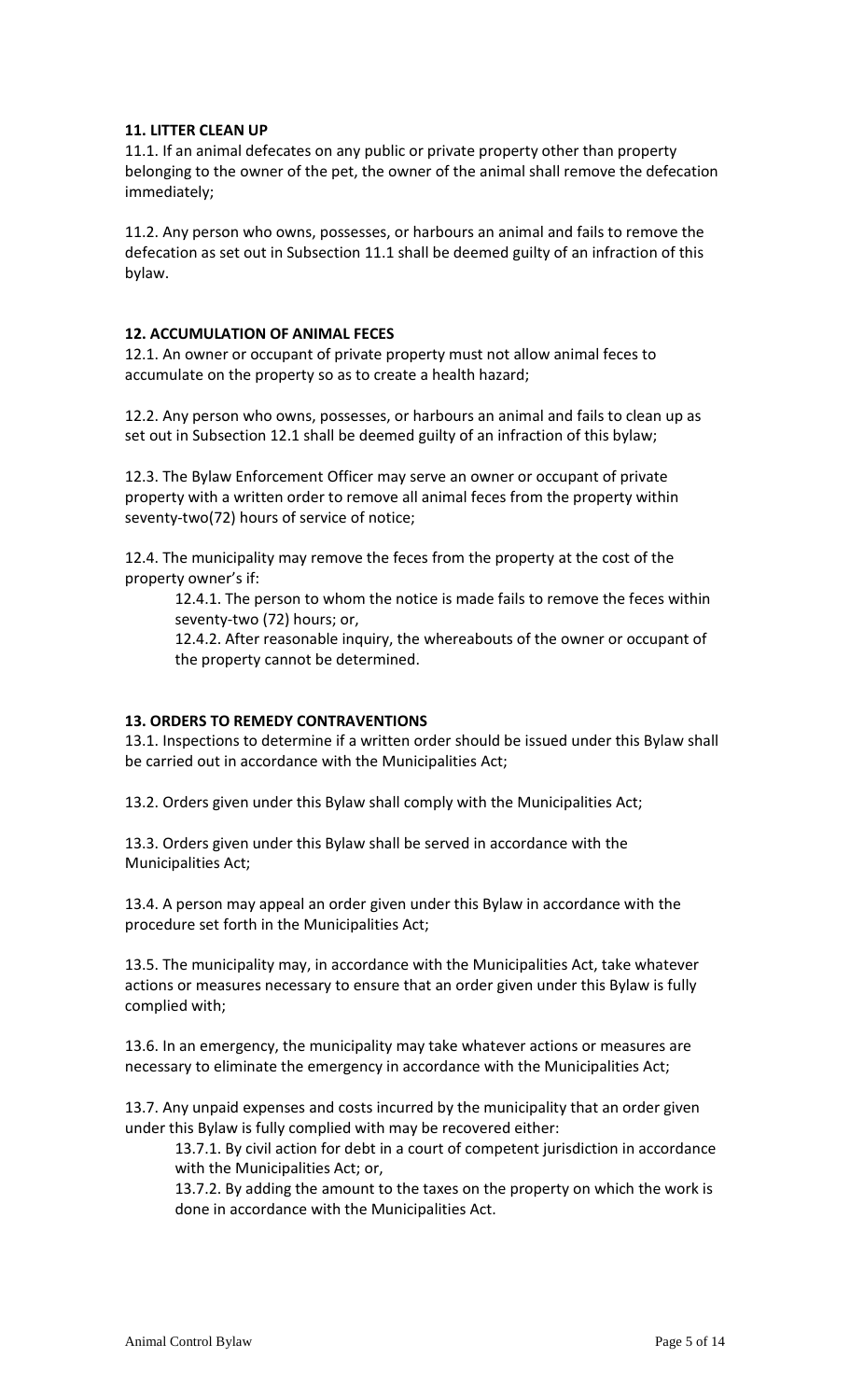**11. LITTER CLEAN UP**

11.1. If an animal defecates on any public or private property other than property belonging to the owner of the pet, the owner of the animal shall remove the defecation immediately;

11.2. Any person who owns, possesses, or harbours an animal and fails to remove the defecation as set out in Subsection 11.1 shall be deemed guilty of an infraction of this bylaw.

**12. ACCUMULATION OF ANIMAL FECES**

12.1. An owner or occupant of private property must not allow animal feces to accumulate on the property so as to create a health hazard;

12.2. Any person who owns, possesses, or harbours an animal and fails to clean up as set out in Subsection 12.1 shall be deemed guilty of an infraction of this bylaw;

12.3. The Bylaw Enforcement Officer may serve an owner or occupant of private property with a written order to remove all animal feces from the property within seventy-two(72) hours of service of notice;

12.4. The municipality may remove the feces from the property at the cost of the property owner's if:

> 12.4.1. The person to whom the notice is made fails to remove the feces within seventy-two (72) hours; or,
>
> 12.4.2. After reasonable inquiry, the whereabouts of the owner or occupant of the property cannot be determined.

**13. ORDERS TO REMEDY CONTRAVENTIONS**

13.1. Inspections to determine if a written order should be issued under this Bylaw shall be carried out in accordance with the Municipalities Act;

13.2. Orders given under this Bylaw shall comply with the Municipalities Act;

13.3. Orders given under this Bylaw shall be served in accordance with the Municipalities Act;

13.4. A person may appeal an order given under this Bylaw in accordance with the procedure set forth in the Municipalities Act;

13.5. The municipality may, in accordance with the Municipalities Act, take whatever actions or measures necessary to ensure that an order given under this Bylaw is fully complied with;

13.6. In an emergency, the municipality may take whatever actions or measures are necessary to eliminate the emergency in accordance with the Municipalities Act;

13.7. Any unpaid expenses and costs incurred by the municipality that an order given under this Bylaw is fully complied with may be recovered either:

> 13.7.1. By civil action for debt in a court of competent jurisdiction in accordance with the Municipalities Act; or,
>
> 13.7.2. By adding the amount to the taxes on the property on which the work is done in accordance with the Municipalities Act.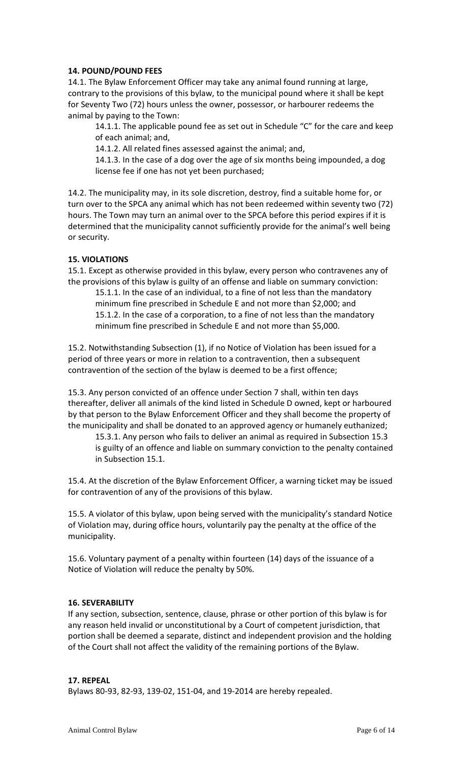**14. POUND/POUND FEES**

14.1. The Bylaw Enforcement Officer may take any animal found running at large, contrary to the provisions of this bylaw, to the municipal pound where it shall be kept for Seventy Two (72) hours unless the owner, possessor, or harbourer redeems the animal by paying to the Town:

14.1.1. The applicable pound fee as set out in Schedule "C" for the care and keep of each animal; and,

14.1.2. All related fines assessed against the animal; and,

14.1.3. In the case of a dog over the age of six months being impounded, a dog license fee if one has not yet been purchased;

14.2. The municipality may, in its sole discretion, destroy, find a suitable home for, or turn over to the SPCA any animal which has not been redeemed within seventy two (72) hours. The Town may turn an animal over to the SPCA before this period expires if it is determined that the municipality cannot sufficiently provide for the animal's well being or security.

**15. VIOLATIONS**

15.1. Except as otherwise provided in this bylaw, every person who contravenes any of the provisions of this bylaw is guilty of an offense and liable on summary conviction:

15.1.1. In the case of an individual, to a fine of not less than the mandatory minimum fine prescribed in Schedule E and not more than $2,000; and

15.1.2. In the case of a corporation, to a fine of not less than the mandatory minimum fine prescribed in Schedule E and not more than $5,000.

15.2. Notwithstanding Subsection (1), if no Notice of Violation has been issued for a period of three years or more in relation to a contravention, then a subsequent contravention of the section of the bylaw is deemed to be a first offence;

15.3. Any person convicted of an offence under Section 7 shall, within ten days thereafter, deliver all animals of the kind listed in Schedule D owned, kept or harboured by that person to the Bylaw Enforcement Officer and they shall become the property of the municipality and shall be donated to an approved agency or humanely euthanized;

15.3.1. Any person who fails to deliver an animal as required in Subsection 15.3 is guilty of an offence and liable on summary conviction to the penalty contained in Subsection 15.1.

15.4. At the discretion of the Bylaw Enforcement Officer, a warning ticket may be issued for contravention of any of the provisions of this bylaw.

15.5. A violator of this bylaw, upon being served with the municipality's standard Notice of Violation may, during office hours, voluntarily pay the penalty at the office of the municipality.

15.6. Voluntary payment of a penalty within fourteen (14) days of the issuance of a Notice of Violation will reduce the penalty by 50%.

**16. SEVERABILITY**

If any section, subsection, sentence, clause, phrase or other portion of this bylaw is for any reason held invalid or unconstitutional by a Court of competent jurisdiction, that portion shall be deemed a separate, distinct and independent provision and the holding of the Court shall not affect the validity of the remaining portions of the Bylaw.

**17. REPEAL**

Bylaws 80-93, 82-93, 139-02, 151-04, and 19-2014 are hereby repealed.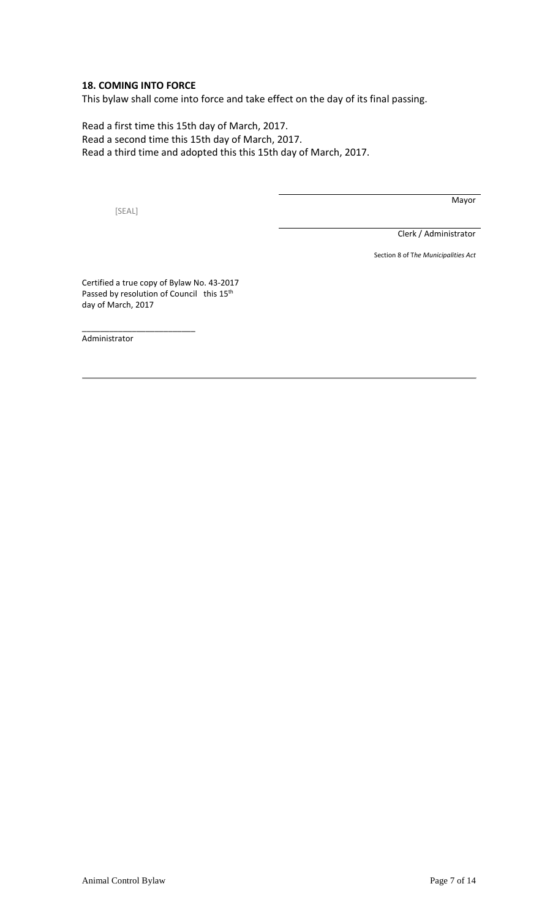**18. COMING INTO FORCE**

This bylaw shall come into force and take effect on the day of its final passing.

Read a first time this 15th day of March, 2017.
Read a second time this 15th day of March, 2017.
Read a third time and adopted this this 15th day of March, 2017.

[SEAL]

_______________________
Mayor

_______________________
Clerk / Administrator

Section 8 of T*he Municipalities Act*

Certified a true copy of Bylaw No. 43-2017
Passed by resolution of Council this 15th
day of March, 2017

_______________________
Administrator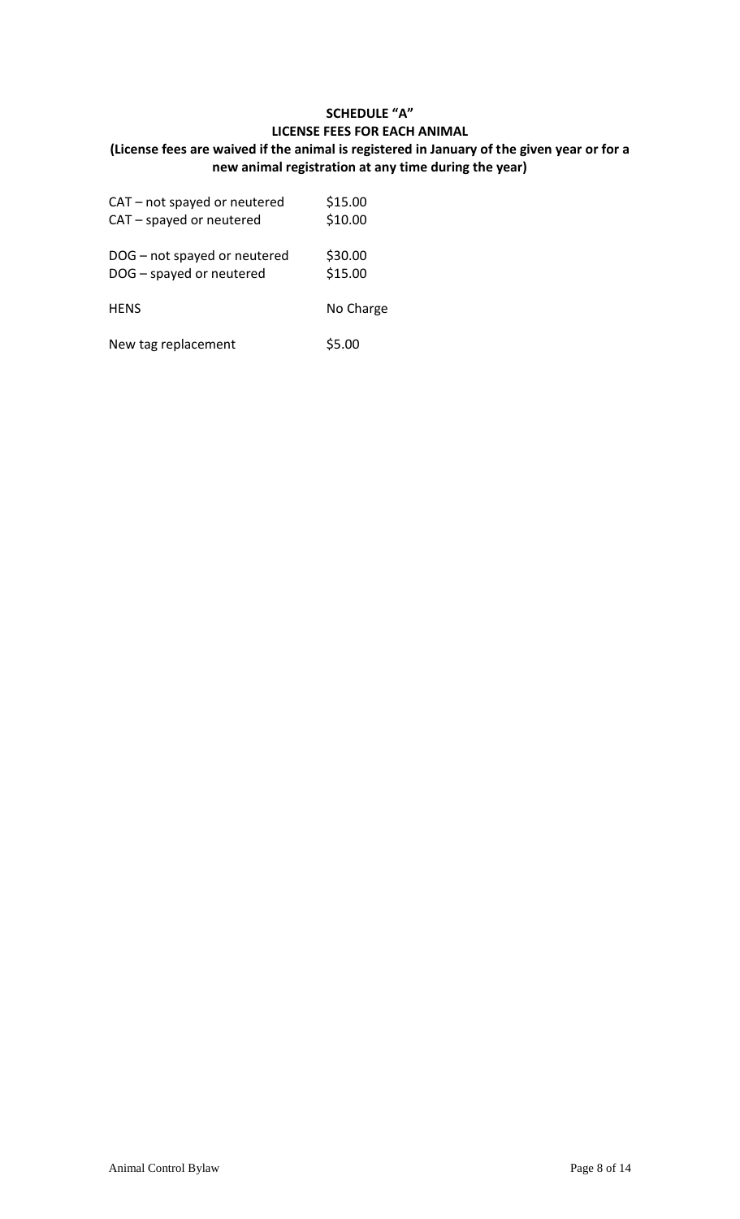**SCHEDULE "A"**
**LICENSE FEES FOR EACH ANIMAL**
**(License fees are waived if the animal is registered in January of the given year or for a new animal registration at any time during the year)**

| | |
|---|---|
| CAT – not spayed or neutered | $15.00 |
| CAT – spayed or neutered | $10.00 |
| DOG – not spayed or neutered | $30.00 |
| DOG – spayed or neutered | $15.00 |
| HENS | No Charge |
| New tag replacement | $5.00 |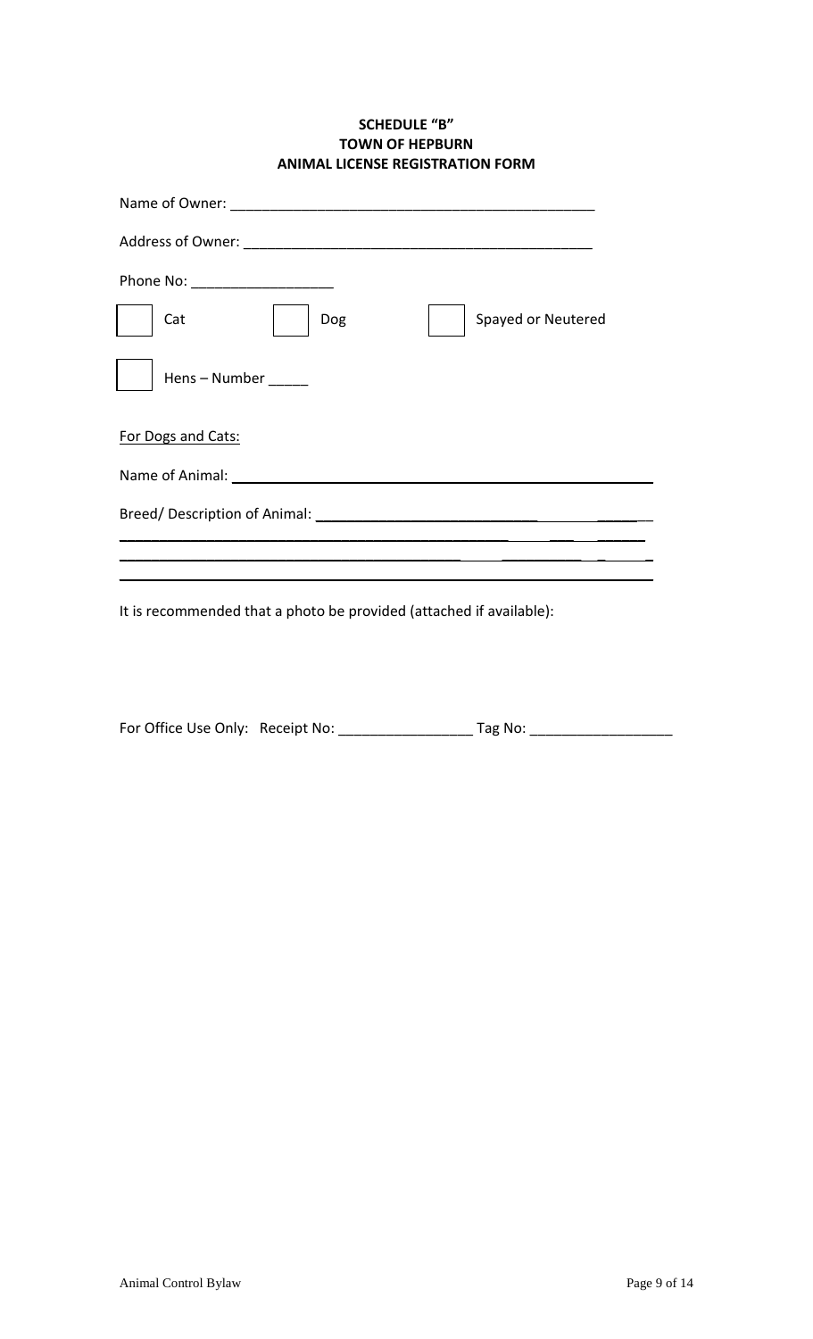**SCHEDULE "B"**
**TOWN OF HEPBURN**
**ANIMAL LICENSE REGISTRATION FORM**

Name of Owner: _______________________________________________

Address of Owner: _____________________________________________

Phone No: __________________

☐ Cat ☐ Dog ☐ Spayed or Neutered

☐ Hens – Number _____

For Dogs and Cats:

Name of Animal: ______________________________________________

Breed/ Description of Animal: ___________________________________

______________________________________________________________

______________________________________________________________

______________________________________________________________

It is recommended that a photo be provided (attached if available):

For Office Use Only: Receipt No: _________________ Tag No: __________________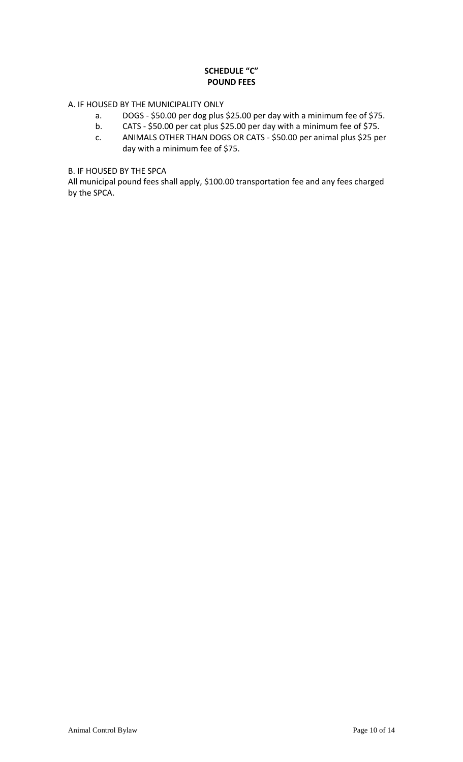# SCHEDULE "C"
# POUND FEES

A. IF HOUSED BY THE MUNICIPALITY ONLY

a. DOGS - $50.00 per dog plus $25.00 per day with a minimum fee of $75.

b. CATS - $50.00 per cat plus $25.00 per day with a minimum fee of $75.

c. ANIMALS OTHER THAN DOGS OR CATS - $50.00 per animal plus $25 per day with a minimum fee of $75.

B. IF HOUSED BY THE SPCA

All municipal pound fees shall apply, $100.00 transportation fee and any fees charged by the SPCA.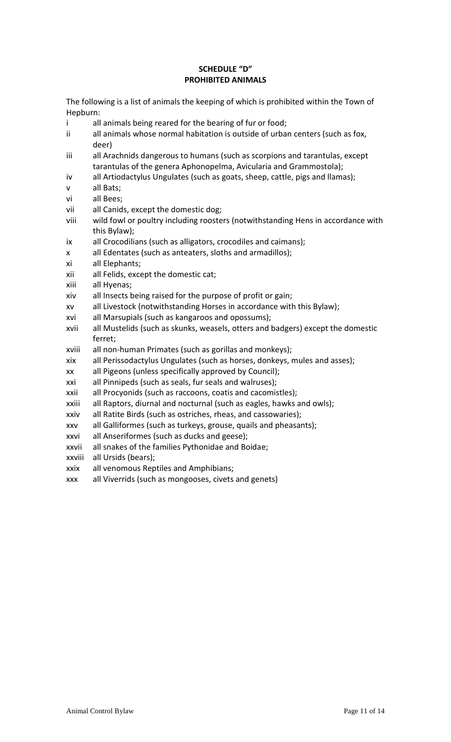**SCHEDULE "D"**
**PROHIBITED ANIMALS**

The following is a list of animals the keeping of which is prohibited within the Town of Hepburn:

i all animals being reared for the bearing of fur or food;

ii all animals whose normal habitation is outside of urban centers (such as fox, deer)

iii all Arachnids dangerous to humans (such as scorpions and tarantulas, except tarantulas of the genera Aphonopelma, Avicularia and Grammostola);

iv all Artiodactylus Ungulates (such as goats, sheep, cattle, pigs and llamas);

v all Bats;

vi all Bees;

vii all Canids, except the domestic dog;

viii wild fowl or poultry including roosters (notwithstanding Hens in accordance with this Bylaw);

ix all Crocodilians (such as alligators, crocodiles and caimans);

x all Edentates (such as anteaters, sloths and armadillos);

xi all Elephants;

xii all Felids, except the domestic cat;

xiii all Hyenas;

xiv all Insects being raised for the purpose of profit or gain;

xv all Livestock (notwithstanding Horses in accordance with this Bylaw);

xvi all Marsupials (such as kangaroos and opossums);

xvii all Mustelids (such as skunks, weasels, otters and badgers) except the domestic ferret;

xviii all non-human Primates (such as gorillas and monkeys);

xix all Perissodactylus Ungulates (such as horses, donkeys, mules and asses);

xx all Pigeons (unless specifically approved by Council);

xxi all Pinnipeds (such as seals, fur seals and walruses);

xxii all Procyonids (such as raccoons, coatis and cacomistles);

xxiii all Raptors, diurnal and nocturnal (such as eagles, hawks and owls);

xxiv all Ratite Birds (such as ostriches, rheas, and cassowaries);

xxv all Galliformes (such as turkeys, grouse, quails and pheasants);

xxvi all Anseriformes (such as ducks and geese);

xxvii all snakes of the families Pythonidae and Boidae;

xxviii all Ursids (bears);

xxix all venomous Reptiles and Amphibians;

xxx all Viverrids (such as mongooses, civets and genets)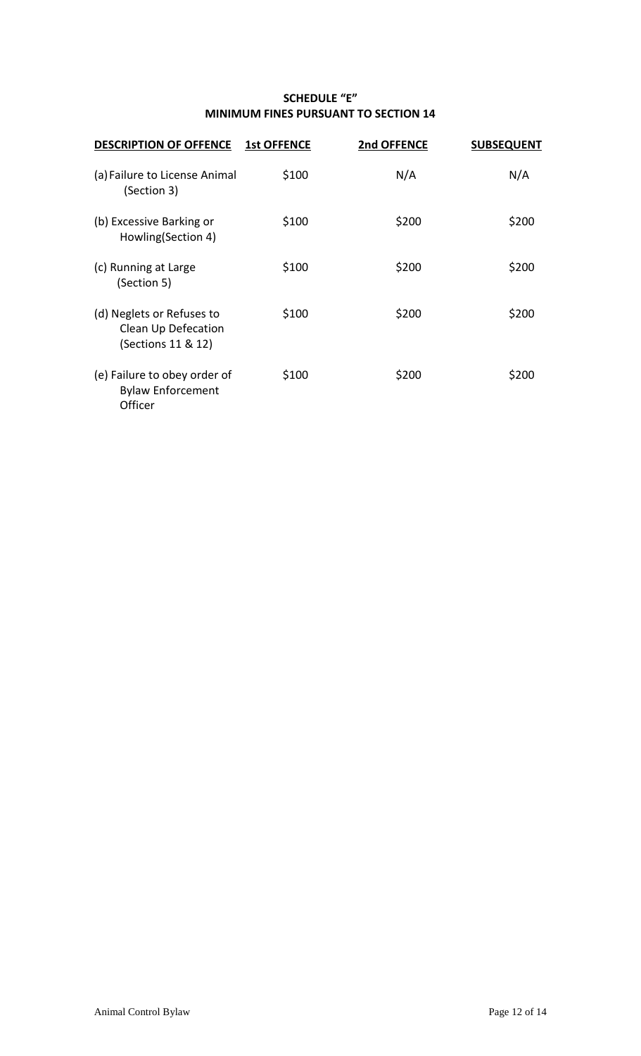## SCHEDULE "E"
## MINIMUM FINES PURSUANT TO SECTION 14

| DESCRIPTION OF OFFENCE | 1st OFFENCE | 2nd OFFENCE | SUBSEQUENT |
|---|---|---|---|
| (a) Failure to License Animal (Section 3) | $100 | N/A | N/A |
| (b) Excessive Barking or Howling(Section 4) | $100 | $200 | $200 |
| (c) Running at Large (Section 5) | $100 | $200 | $200 |
| (d) Neglets or Refuses to Clean Up Defecation (Sections 11 & 12) | $100 | $200 | $200 |
| (e) Failure to obey order of Bylaw Enforcement Officer | $100 | $200 | $200 |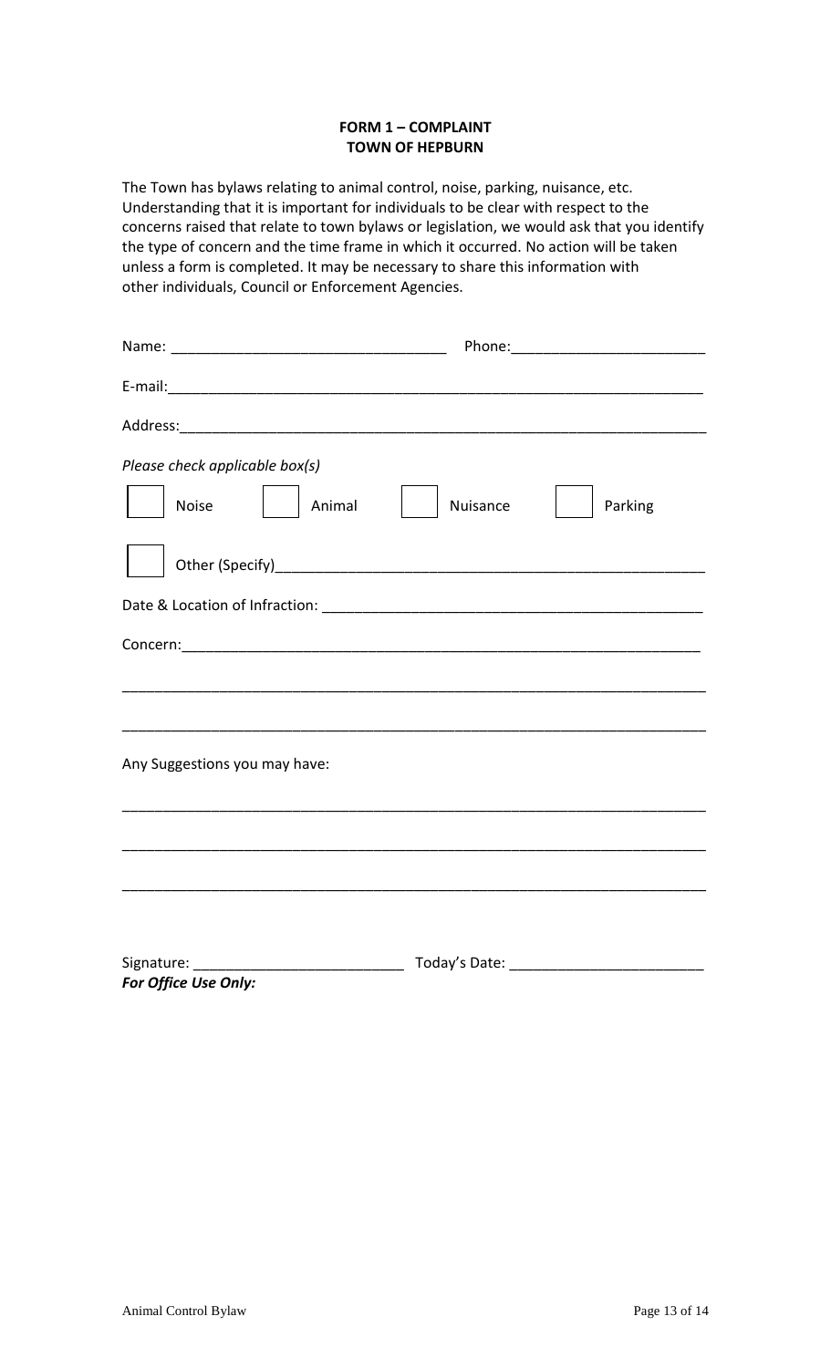**FORM 1 – COMPLAINT**
**TOWN OF HEPBURN**

The Town has bylaws relating to animal control, noise, parking, nuisance, etc. Understanding that it is important for individuals to be clear with respect to the concerns raised that relate to town bylaws or legislation, we would ask that you identify the type of concern and the time frame in which it occurred. No action will be taken unless a form is completed. It may be necessary to share this information with other individuals, Council or Enforcement Agencies.

Name: ______________________________ Phone: ______________________

E-mail: ____________________________________________________________

Address: ___________________________________________________________

*Please check applicable box(s)*

☐ Noise ☐ Animal ☐ Nuisance ☐ Parking

☐ Other (Specify) ______________________________________________

Date & Location of Infraction: ____________________________________

Concern: ___________________________________________________________

___________________________________________________________________

___________________________________________________________________

Any Suggestions you may have:

___________________________________________________________________

___________________________________________________________________

___________________________________________________________________

Signature: ______________________ Today's Date: ______________________

***For Office Use Only:***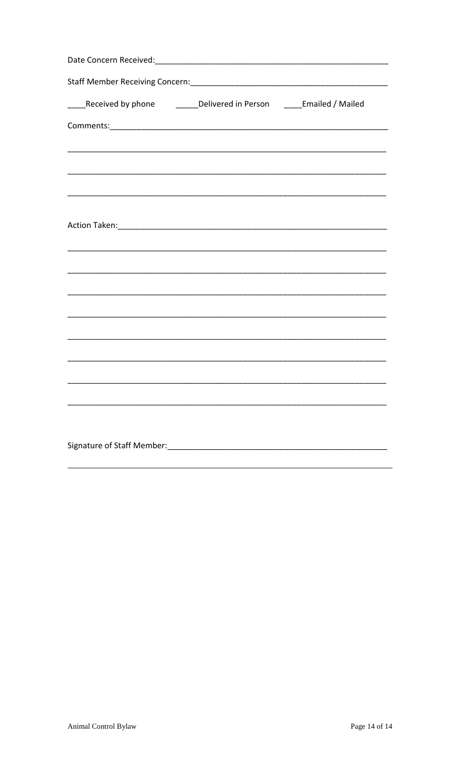Date Concern Received:___________________________________________________

Staff Member Receiving Concern:___________________________________________

____Received by phone ______Delivered in Person ____Emailed / Mailed

Comments:_______________________________________________________________

________________________________________________________________________

________________________________________________________________________

________________________________________________________________________

Action Taken:_____________________________________________________________

________________________________________________________________________

________________________________________________________________________

________________________________________________________________________

________________________________________________________________________

________________________________________________________________________

________________________________________________________________________

________________________________________________________________________

________________________________________________________________________

Signature of Staff Member:_________________________________________________